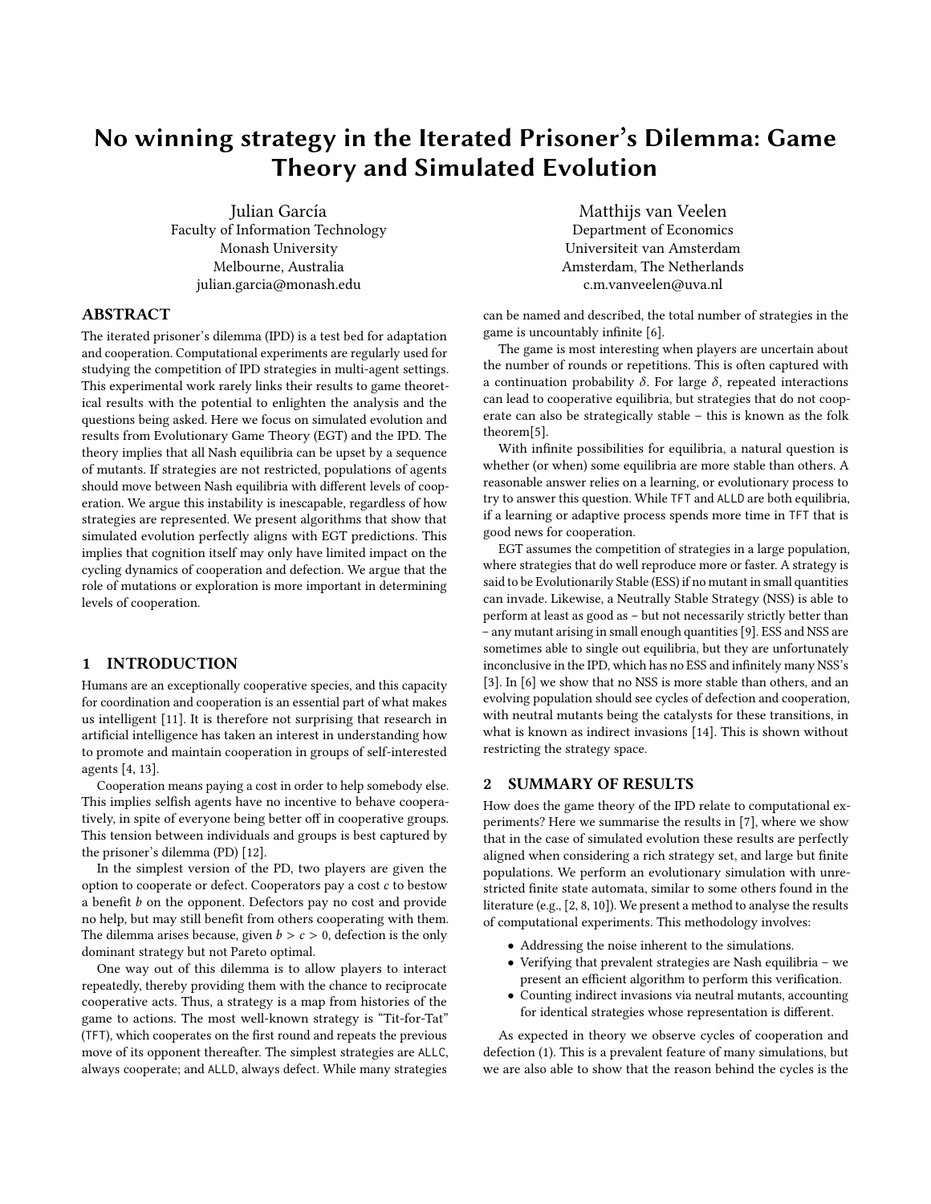# No winning strategy in the Iterated Prisoner's Dilemma: Game Theory and Simulated Evolution

Julian García
Faculty of Information Technology
Monash University
Melbourne, Australia
julian.garcia@monash.edu

Matthijs van Veelen
Department of Economics
Universiteit van Amsterdam
Amsterdam, The Netherlands
c.m.vanveelen@uva.nl

## ABSTRACT

The iterated prisoner's dilemma (IPD) is a test bed for adaptation and cooperation. Computational experiments are regularly used for studying the competition of IPD strategies in multi-agent settings. This experimental work rarely links their results to game theoretical results with the potential to enlighten the analysis and the questions being asked. Here we focus on simulated evolution and results from Evolutionary Game Theory (EGT) and the IPD. The theory implies that all Nash equilibria can be upset by a sequence of mutants. If strategies are not restricted, populations of agents should move between Nash equilibria with different levels of cooperation. We argue this instability is inescapable, regardless of how strategies are represented. We present algorithms that show that simulated evolution perfectly aligns with EGT predictions. This implies that cognition itself may only have limited impact on the cycling dynamics of cooperation and defection. We argue that the role of mutations or exploration is more important in determining levels of cooperation.

## 1 INTRODUCTION

Humans are an exceptionally cooperative species, and this capacity for coordination and cooperation is an essential part of what makes us intelligent [11]. It is therefore not surprising that research in artificial intelligence has taken an interest in understanding how to promote and maintain cooperation in groups of self-interested agents [4, 13].

Cooperation means paying a cost in order to help somebody else. This implies selfish agents have no incentive to behave cooperatively, in spite of everyone being better off in cooperative groups. This tension between individuals and groups is best captured by the prisoner's dilemma (PD) [12].

In the simplest version of the PD, two players are given the option to cooperate or defect. Cooperators pay a cost $c$ to bestow a benefit $b$ on the opponent. Defectors pay no cost and provide no help, but may still benefit from others cooperating with them. The dilemma arises because, given $b > c > 0$, defection is the only dominant strategy but not Pareto optimal.

One way out of this dilemma is to allow players to interact repeatedly, thereby providing them with the chance to reciprocate cooperative acts. Thus, a strategy is a map from histories of the game to actions. The most well-known strategy is "Tit-for-Tat" (TFT), which cooperates on the first round and repeats the previous move of its opponent thereafter. The simplest strategies are ALLC, always cooperate; and ALLD, always defect. While many strategies can be named and described, the total number of strategies in the game is uncountably infinite [6].

The game is most interesting when players are uncertain about the number of rounds or repetitions. This is often captured with a continuation probability $\delta$. For large $\delta$, repeated interactions can lead to cooperative equilibria, but strategies that do not cooperate can also be strategically stable – this is known as the folk theorem[5].

With infinite possibilities for equilibria, a natural question is whether (or when) some equilibria are more stable than others. A reasonable answer relies on a learning, or evolutionary process to try to answer this question. While TFT and ALLD are both equilibria, if a learning or adaptive process spends more time in TFT that is good news for cooperation.

EGT assumes the competition of strategies in a large population, where strategies that do well reproduce more or faster. A strategy is said to be Evolutionarily Stable (ESS) if no mutant in small quantities can invade. Likewise, a Neutrally Stable Strategy (NSS) is able to perform at least as good as – but not necessarily strictly better than – any mutant arising in small enough quantities [9]. ESS and NSS are sometimes able to single out equilibria, but they are unfortunately inconclusive in the IPD, which has no ESS and infinitely many NSS's [3]. In [6] we show that no NSS is more stable than others, and an evolving population should see cycles of defection and cooperation, with neutral mutants being the catalysts for these transitions, in what is known as indirect invasions [14]. This is shown without restricting the strategy space.

## 2 SUMMARY OF RESULTS

How does the game theory of the IPD relate to computational experiments? Here we summarise the results in [7], where we show that in the case of simulated evolution these results are perfectly aligned when considering a rich strategy set, and large but finite populations. We perform an evolutionary simulation with unrestricted finite state automata, similar to some others found in the literature (e.g., [2, 8, 10]). We present a method to analyse the results of computational experiments. This methodology involves:

- Addressing the noise inherent to the simulations.
- Verifying that prevalent strategies are Nash equilibria – we present an efficient algorithm to perform this verification.
- Counting indirect invasions via neutral mutants, accounting for identical strategies whose representation is different.

As expected in theory we observe cycles of cooperation and defection (1). This is a prevalent feature of many simulations, but we are also able to show that the reason behind the cycles is the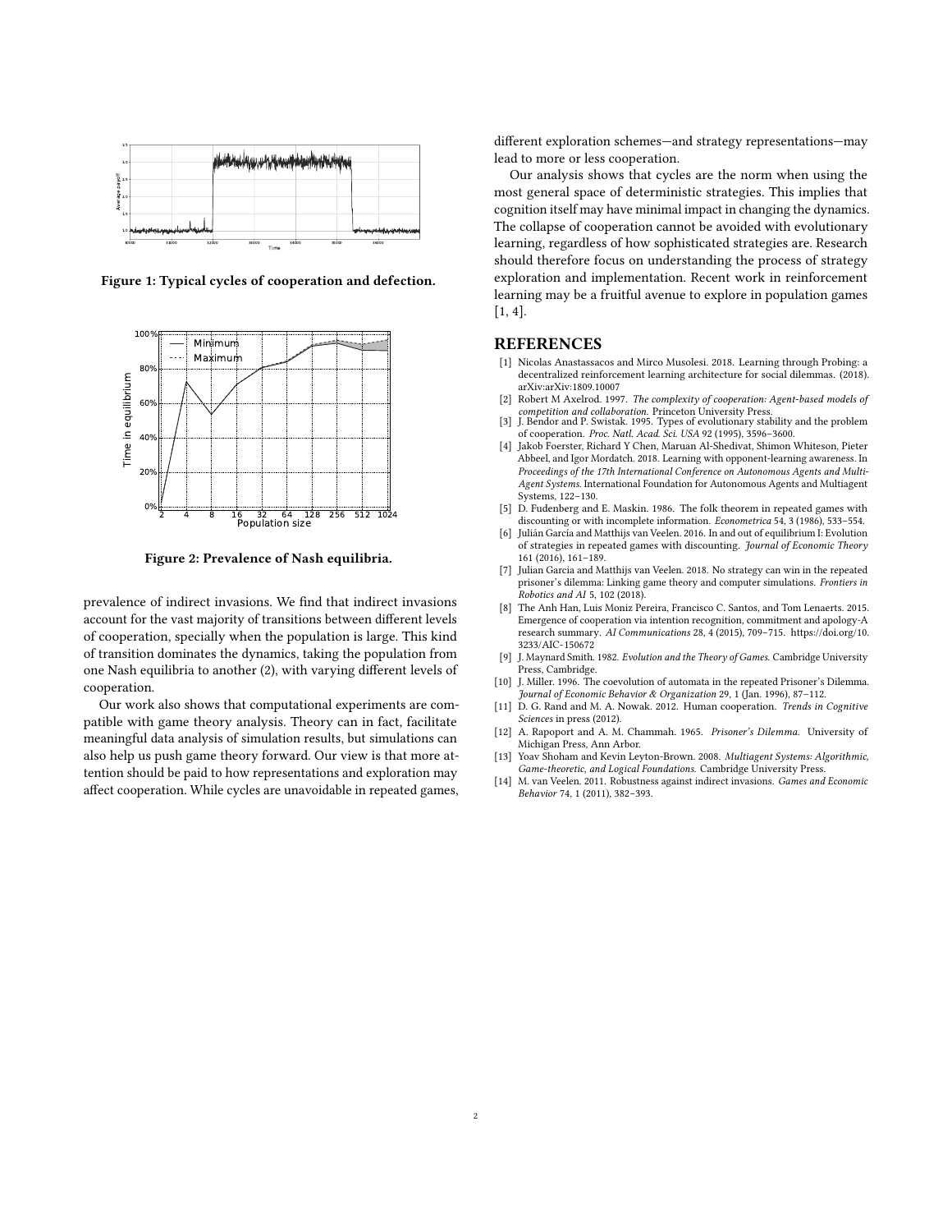Average payoff

3.5

3.0

2.5

2.0

1.5

1.0

30000 31000 32000 33000 34000 35000 36000

Time

Figure 1: Typical cycles of cooperation and defection.

100%

80%

60%

40%

20%

0%

Time in equilibrium

Minimum

Maximum

2 4 8 16 32 64 128 256 512 1024

Population size

Figure 2: Prevalence of Nash equilibria.

prevalence of indirect invasions. We find that indirect invasions account for the vast majority of transitions between different levels of cooperation, specially when the population is large. This kind of transition dominates the dynamics, taking the population from one Nash equilibria to another (2), with varying different levels of cooperation.

Our work also shows that computational experiments are compatible with game theory analysis. Theory can in fact, facilitate meaningful data analysis of simulation results, but simulations can also help us push game theory forward. Our view is that more attention should be paid to how representations and exploration may affect cooperation. While cycles are unavoidable in repeated games, different exploration schemes—and strategy representations—may lead to more or less cooperation.

Our analysis shows that cycles are the norm when using the most general space of deterministic strategies. This implies that cognition itself may have minimal impact in changing the dynamics. The collapse of cooperation cannot be avoided with evolutionary learning, regardless of how sophisticated strategies are. Research should therefore focus on understanding the process of strategy exploration and implementation. Recent work in reinforcement learning may be a fruitful avenue to explore in population games [1, 4].

## REFERENCES

[1] Nicolas Anastassacos and Mirco Musolesi. 2018. Learning through Probing: a decentralized reinforcement learning architecture for social dilemmas. (2018). arXiv:arXiv:1809.10007

[2] Robert M Axelrod. 1997. *The complexity of cooperation: Agent-based models of competition and collaboration.* Princeton University Press.

[3] J. Bendor and P. Swistak. 1995. Types of evolutionary stability and the problem of cooperation. *Proc. Natl. Acad. Sci. USA* 92 (1995), 3596–3600.

[4] Jakob Foerster, Richard Y Chen, Maruan Al-Shedivat, Shimon Whiteson, Pieter Abbeel, and Igor Mordatch. 2018. Learning with opponent-learning awareness. In *Proceedings of the 17th International Conference on Autonomous Agents and MultiAgent Systems.* International Foundation for Autonomous Agents and Multiagent Systems, 122–130.

[5] D. Fudenberg and E. Maskin. 1986. The folk theorem in repeated games with discounting or with incomplete information. *Econometrica* 54, 3 (1986), 533–554.

[6] Julián García and Matthijs van Veelen. 2016. In and out of equilibrium I: Evolution of strategies in repeated games with discounting. *Journal of Economic Theory* 161 (2016), 161–189.

[7] Julian Garcia and Matthijs van Veelen. 2018. No strategy can win in the repeated prisoner's dilemma: Linking game theory and computer simulations. *Frontiers in Robotics and AI* 5, 102 (2018).

[8] The Anh Han, Luis Moniz Pereira, Francisco C. Santos, and Tom Lenaerts. 2015. Emergence of cooperation via intention recognition, commitment and apology-A research summary. *AI Communications* 28, 4 (2015), 709–715. https://doi.org/10.3233/AIC-150672

[9] J. Maynard Smith. 1982. *Evolution and the Theory of Games.* Cambridge University Press, Cambridge.

[10] J. Miller. 1996. The coevolution of automata in the repeated Prisoner's Dilemma. *Journal of Economic Behavior & Organization* 29, 1 (Jan. 1996), 87–112.

[11] D. G. Rand and M. A. Nowak. 2012. Human cooperation. *Trends in Cognitive Sciences* in press (2012).

[12] A. Rapoport and A. M. Chammah. 1965. *Prisoner's Dilemma.* University of Michigan Press, Ann Arbor.

[13] Yoav Shoham and Kevin Leyton-Brown. 2008. *Multiagent Systems: Algorithmic, Game-theoretic, and Logical Foundations.* Cambridge University Press.

[14] M. van Veelen. 2011. Robustness against indirect invasions. *Games and Economic Behavior* 74, 1 (2011), 382–393.